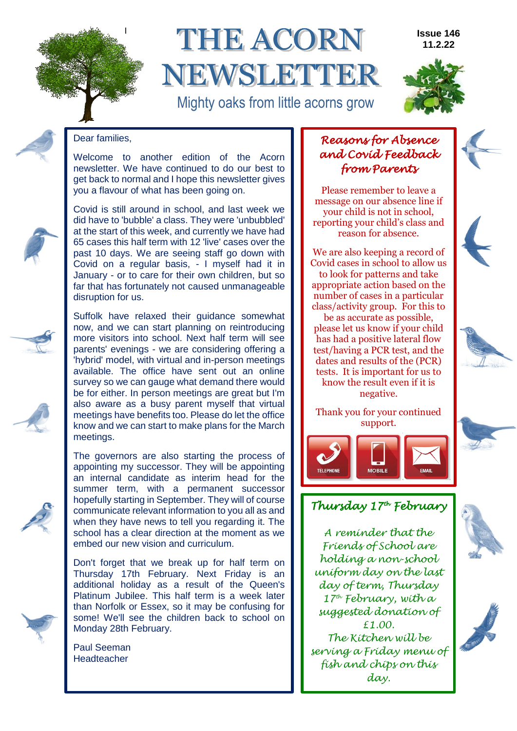# THE ACORN NEWSLETTER

Mighty oaks from little acorns grow

Issue 146
11.2.22

Dear families,

Welcome to another edition of the Acorn newsletter. We have continued to do our best to get back to normal and I hope this newsletter gives you a flavour of what has been going on.

Covid is still around in school, and last week we did have to 'bubble' a class. They were 'unbubbled' at the start of this week, and currently we have had 65 cases this half term with 12 'live' cases over the past 10 days. We are seeing staff go down with Covid on a regular basis, - I myself had it in January - or to care for their own children, but so far that has fortunately not caused unmanageable disruption for us.

Suffolk have relaxed their guidance somewhat now, and we can start planning on reintroducing more visitors into school. Next half term will see parents' evenings - we are considering offering a 'hybrid' model, with virtual and in-person meetings available. The office have sent out an online survey so we can gauge what demand there would be for either. In person meetings are great but I'm also aware as a busy parent myself that virtual meetings have benefits too. Please do let the office know and we can start to make plans for the March meetings.

The governors are also starting the process of appointing my successor. They will be appointing an internal candidate as interim head for the summer term, with a permanent successor hopefully starting in September. They will of course communicate relevant information to you all as and when they have news to tell you regarding it. The school has a clear direction at the moment as we embed our new vision and curriculum.

Don't forget that we break up for half term on Thursday 17th February. Next Friday is an additional holiday as a result of the Queen's Platinum Jubilee. This half term is a week later than Norfolk or Essex, so it may be confusing for some! We'll see the children back to school on Monday 28th February.

Paul Seeman
Headteacher

## Reasons for Absence and Covid Feedback from Parents

Please remember to leave a message on our absence line if your child is not in school, reporting your child's class and reason for absence.

We are also keeping a record of Covid cases in school to allow us to look for patterns and take appropriate action based on the number of cases in a particular class/activity group. For this to be as accurate as possible, please let us know if your child has had a positive lateral flow test/having a PCR test, and the dates and results of the (PCR) tests. It is important for us to know the result even if it is negative.

Thank you for your continued support.

TELEPHONE | MOBILE | EMAIL

## Thursday 17th February

A reminder that the Friends of School are holding a non-school uniform day on the last day of term, Thursday 17th February, with a suggested donation of £1.00.

The Kitchen will be serving a Friday menu of fish and chips on this day.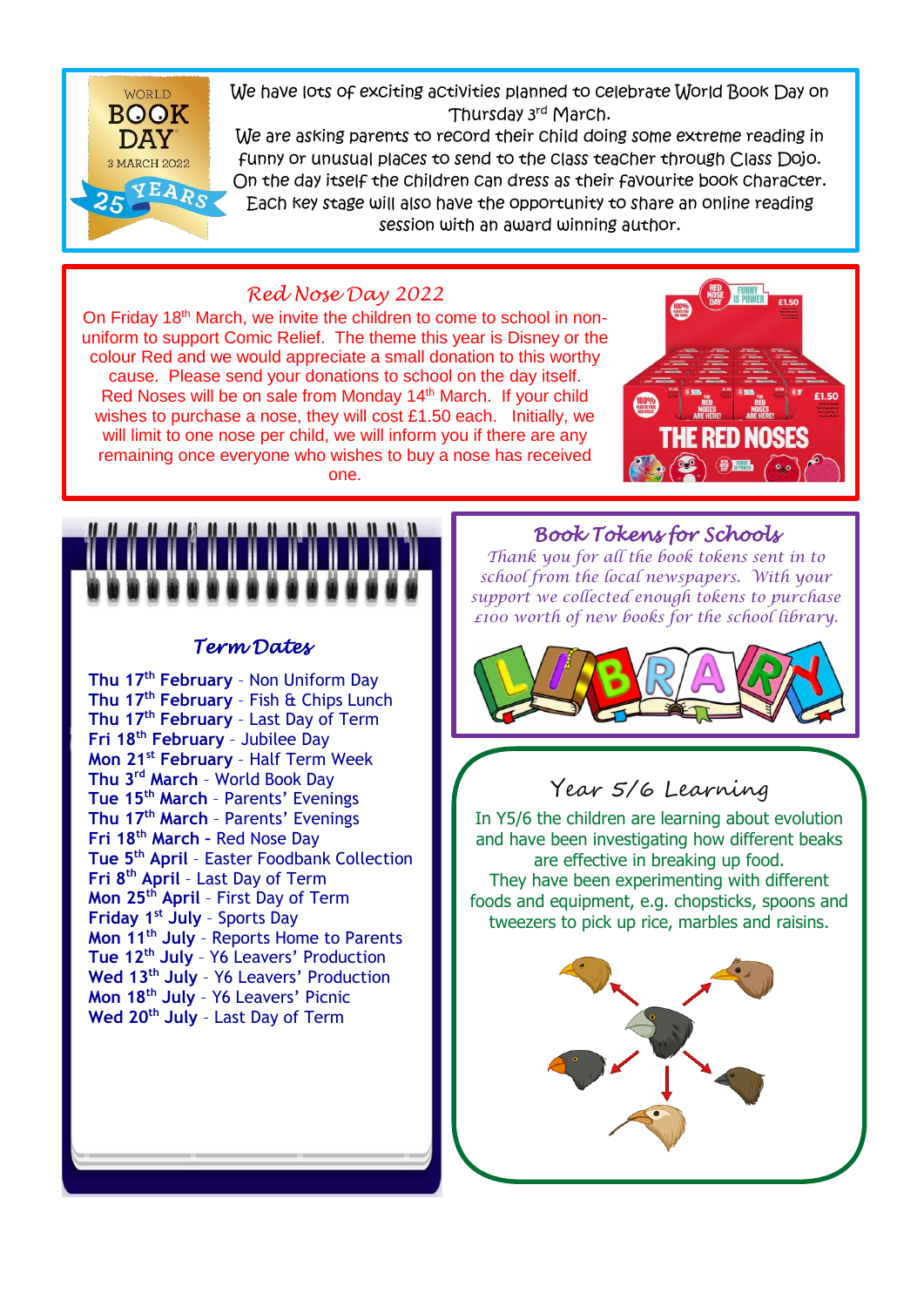We have lots of exciting activities planned to celebrate World Book Day on Thursday 3rd March.

We are asking parents to record their child doing some extreme reading in funny or unusual places to send to the class teacher through Class Dojo.

On the day itself the children can dress as their favourite book character.

Each key stage will also have the opportunity to share an online reading session with an award winning author.

## Red Nose Day 2022

On Friday 18th March, we invite the children to come to school in non-uniform to support Comic Relief. The theme this year is Disney or the colour Red and we would appreciate a small donation to this worthy cause. Please send your donations to school on the day itself. Red Noses will be on sale from Monday 14th March. If your child wishes to purchase a nose, they will cost £1.50 each. Initially, we will limit to one nose per child, we will inform you if there are any remaining once everyone who wishes to buy a nose has received one.

## Term Dates

**Thu 17th February** - Non Uniform Day
**Thu 17th February** - Fish & Chips Lunch
**Thu 17th February** - Last Day of Term
**Fri 18th February** - Jubilee Day
**Mon 21st February** - Half Term Week
**Thu 3rd March** - World Book Day
**Tue 15th March** - Parents' Evenings
**Thu 17th March** - Parents' Evenings
**Fri 18th March - Red Nose Day**
**Tue 5th April** - Easter Foodbank Collection
**Fri 8th April** - Last Day of Term
**Mon 25th April** - First Day of Term
**Friday 1st July** - Sports Day
**Mon 11th July** - Reports Home to Parents
**Tue 12th July** - Y6 Leavers' Production
**Wed 13th July** - Y6 Leavers' Production
**Mon 18th July** - Y6 Leavers' Picnic
**Wed 20th July** - Last Day of Term

## Book Tokens for Schools

*Thank you for all the book tokens sent in to school from the local newspapers. With your support we collected enough tokens to purchase £100 worth of new books for the school library.*

## Year 5/6 Learning

In Y5/6 the children are learning about evolution and have been investigating how different beaks are effective in breaking up food.

They have been experimenting with different foods and equipment, e.g. chopsticks, spoons and tweezers to pick up rice, marbles and raisins.